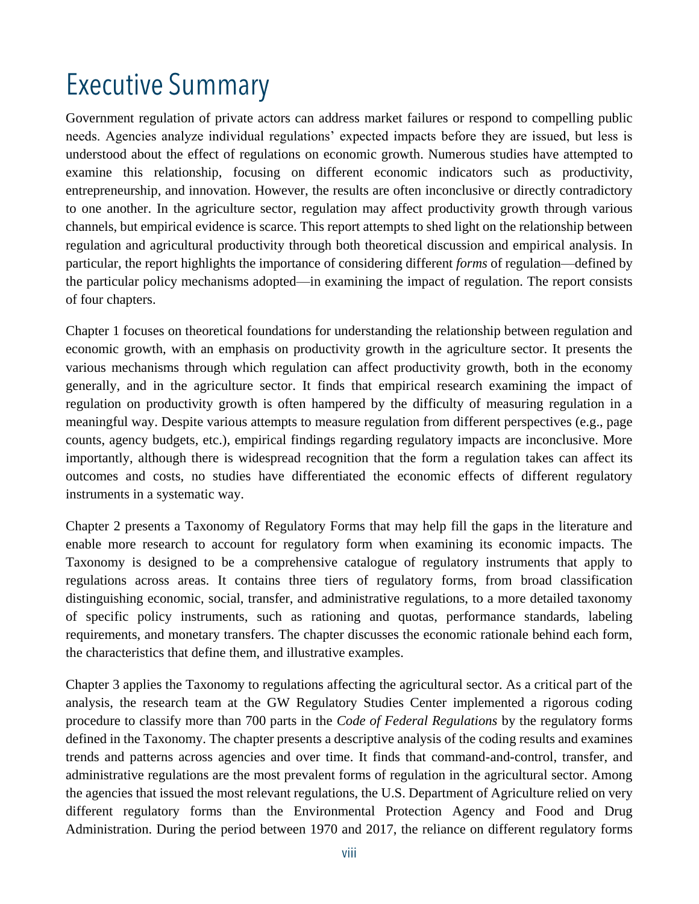# Executive Summary

Government regulation of private actors can address market failures or respond to compelling public needs. Agencies analyze individual regulations' expected impacts before they are issued, but less is understood about the effect of regulations on economic growth. Numerous studies have attempted to examine this relationship, focusing on different economic indicators such as productivity, entrepreneurship, and innovation. However, the results are often inconclusive or directly contradictory to one another. In the agriculture sector, regulation may affect productivity growth through various channels, but empirical evidence is scarce. This report attempts to shed light on the relationship between regulation and agricultural productivity through both theoretical discussion and empirical analysis. In particular, the report highlights the importance of considering different *forms* of regulation—defined by the particular policy mechanisms adopted—in examining the impact of regulation. The report consists of four chapters.

Chapter 1 focuses on theoretical foundations for understanding the relationship between regulation and economic growth, with an emphasis on productivity growth in the agriculture sector. It presents the various mechanisms through which regulation can affect productivity growth, both in the economy generally, and in the agriculture sector. It finds that empirical research examining the impact of regulation on productivity growth is often hampered by the difficulty of measuring regulation in a meaningful way. Despite various attempts to measure regulation from different perspectives (e.g., page counts, agency budgets, etc.), empirical findings regarding regulatory impacts are inconclusive. More importantly, although there is widespread recognition that the form a regulation takes can affect its outcomes and costs, no studies have differentiated the economic effects of different regulatory instruments in a systematic way.

Chapter 2 presents a Taxonomy of Regulatory Forms that may help fill the gaps in the literature and enable more research to account for regulatory form when examining its economic impacts. The Taxonomy is designed to be a comprehensive catalogue of regulatory instruments that apply to regulations across areas. It contains three tiers of regulatory forms, from broad classification distinguishing economic, social, transfer, and administrative regulations, to a more detailed taxonomy of specific policy instruments, such as rationing and quotas, performance standards, labeling requirements, and monetary transfers. The chapter discusses the economic rationale behind each form, the characteristics that define them, and illustrative examples.

Chapter 3 applies the Taxonomy to regulations affecting the agricultural sector. As a critical part of the analysis, the research team at the GW Regulatory Studies Center implemented a rigorous coding procedure to classify more than 700 parts in the *Code of Federal Regulations* by the regulatory forms defined in the Taxonomy. The chapter presents a descriptive analysis of the coding results and examines trends and patterns across agencies and over time. It finds that command-and-control, transfer, and administrative regulations are the most prevalent forms of regulation in the agricultural sector. Among the agencies that issued the most relevant regulations, the U.S. Department of Agriculture relied on very different regulatory forms than the Environmental Protection Agency and Food and Drug Administration. During the period between 1970 and 2017, the reliance on different regulatory forms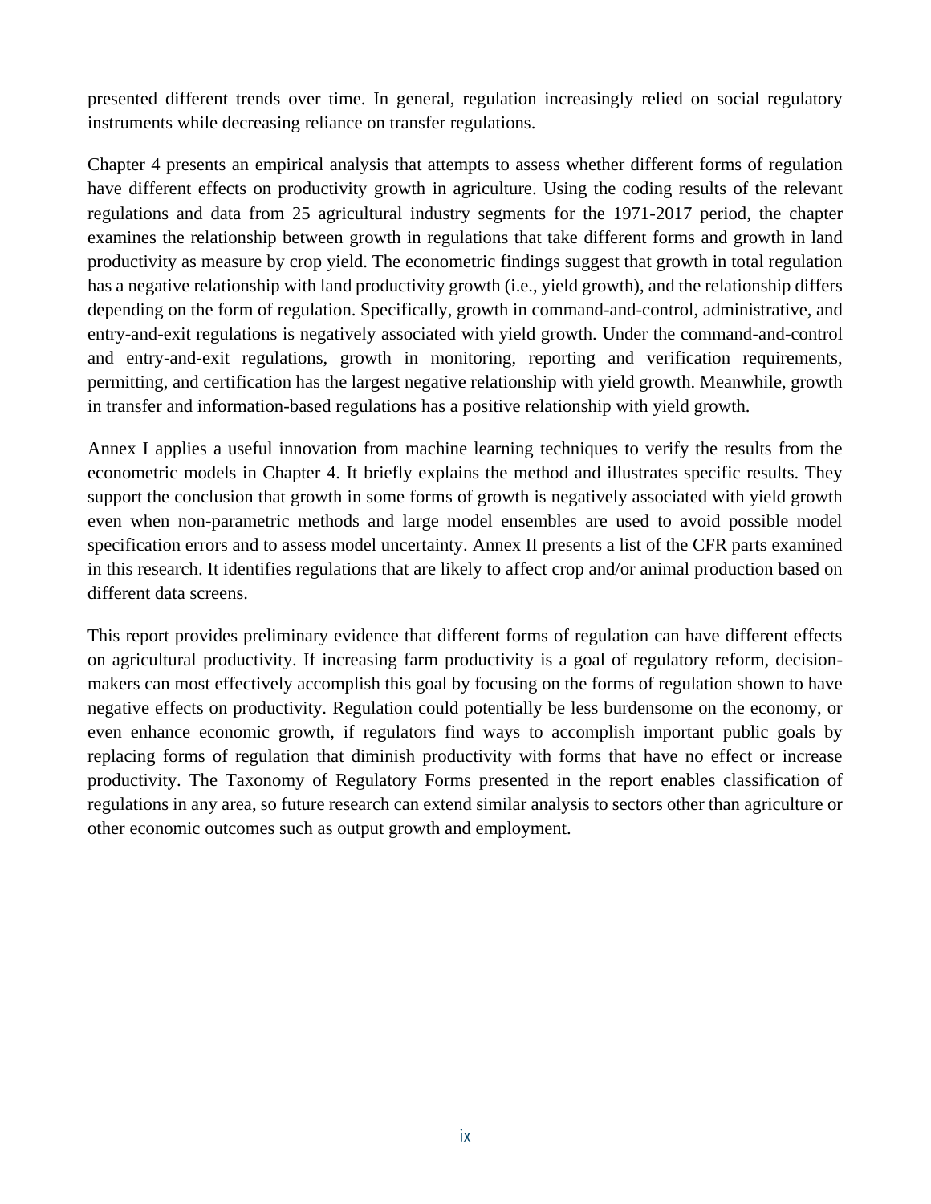presented different trends over time. In general, regulation increasingly relied on social regulatory instruments while decreasing reliance on transfer regulations.

Chapter 4 presents an empirical analysis that attempts to assess whether different forms of regulation have different effects on productivity growth in agriculture. Using the coding results of the relevant regulations and data from 25 agricultural industry segments for the 1971-2017 period, the chapter examines the relationship between growth in regulations that take different forms and growth in land productivity as measure by crop yield. The econometric findings suggest that growth in total regulation has a negative relationship with land productivity growth (i.e., yield growth), and the relationship differs depending on the form of regulation. Specifically, growth in command-and-control, administrative, and entry-and-exit regulations is negatively associated with yield growth. Under the command-and-control and entry-and-exit regulations, growth in monitoring, reporting and verification requirements, permitting, and certification has the largest negative relationship with yield growth. Meanwhile, growth in transfer and information-based regulations has a positive relationship with yield growth.

Annex I applies a useful innovation from machine learning techniques to verify the results from the econometric models in Chapter 4. It briefly explains the method and illustrates specific results. They support the conclusion that growth in some forms of growth is negatively associated with yield growth even when non-parametric methods and large model ensembles are used to avoid possible model specification errors and to assess model uncertainty. Annex II presents a list of the CFR parts examined in this research. It identifies regulations that are likely to affect crop and/or animal production based on different data screens.

This report provides preliminary evidence that different forms of regulation can have different effects on agricultural productivity. If increasing farm productivity is a goal of regulatory reform, decision-makers can most effectively accomplish this goal by focusing on the forms of regulation shown to have negative effects on productivity. Regulation could potentially be less burdensome on the economy, or even enhance economic growth, if regulators find ways to accomplish important public goals by replacing forms of regulation that diminish productivity with forms that have no effect or increase productivity. The Taxonomy of Regulatory Forms presented in the report enables classification of regulations in any area, so future research can extend similar analysis to sectors other than agriculture or other economic outcomes such as output growth and employment.